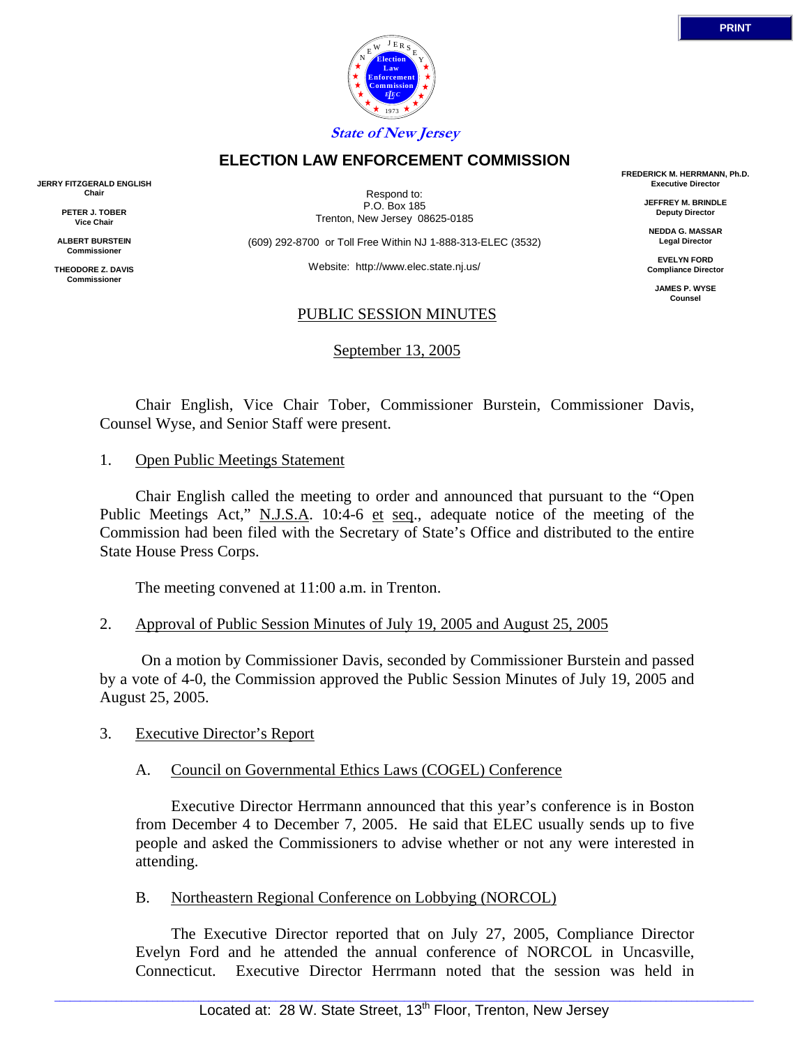PRINT

State of New Jersey

# ELECTION LAW ENFORCEMENT COMMISSION

**JERRY FITZGERALD ENGLISH**
**Chair**

**PETER J. TOBER**
**Vice Chair**

**ALBERT BURSTEIN**
**Commissioner**

**THEODORE Z. DAVIS**
**Commissioner**

Respond to:
P.O. Box 185
Trenton, New Jersey 08625-0185

(609) 292-8700 or Toll Free Within NJ 1-888-313-ELEC (3532)

Website: http://www.elec.state.nj.us/

**FREDERICK M. HERRMANN, Ph.D.**
**Executive Director**

**JEFFREY M. BRINDLE**
**Deputy Director**

**NEDDA G. MASSAR**
**Legal Director**

**EVELYN FORD**
**Compliance Director**

**JAMES P. WYSE**
**Counsel**

## PUBLIC SESSION MINUTES

September 13, 2005

Chair English, Vice Chair Tober, Commissioner Burstein, Commissioner Davis, Counsel Wyse, and Senior Staff were present.

1. Open Public Meetings Statement

Chair English called the meeting to order and announced that pursuant to the "Open Public Meetings Act," N.J.S.A. 10:4-6 et seq., adequate notice of the meeting of the Commission had been filed with the Secretary of State's Office and distributed to the entire State House Press Corps.

The meeting convened at 11:00 a.m. in Trenton.

2. Approval of Public Session Minutes of July 19, 2005 and August 25, 2005

On a motion by Commissioner Davis, seconded by Commissioner Burstein and passed by a vote of 4-0, the Commission approved the Public Session Minutes of July 19, 2005 and August 25, 2005.

3. Executive Director's Report

A. Council on Governmental Ethics Laws (COGEL) Conference

Executive Director Herrmann announced that this year's conference is in Boston from December 4 to December 7, 2005. He said that ELEC usually sends up to five people and asked the Commissioners to advise whether or not any were interested in attending.

B. Northeastern Regional Conference on Lobbying (NORCOL)

The Executive Director reported that on July 27, 2005, Compliance Director Evelyn Ford and he attended the annual conference of NORCOL in Uncasville, Connecticut. Executive Director Herrmann noted that the session was held in

Located at: 28 W. State Street, 13th Floor, Trenton, New Jersey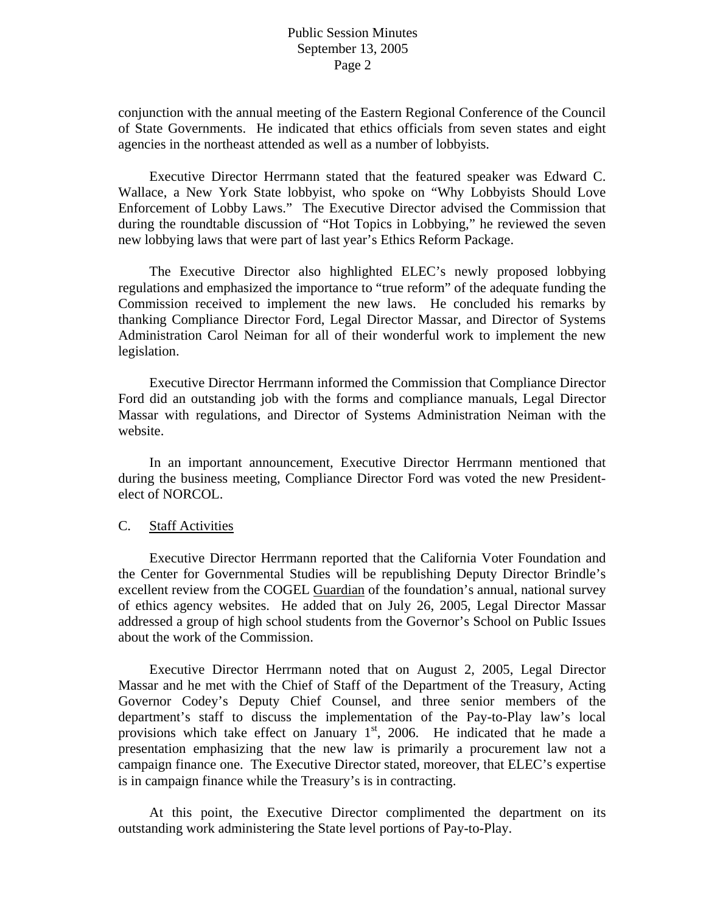conjunction with the annual meeting of the Eastern Regional Conference of the Council of State Governments. He indicated that ethics officials from seven states and eight agencies in the northeast attended as well as a number of lobbyists.

Executive Director Herrmann stated that the featured speaker was Edward C. Wallace, a New York State lobbyist, who spoke on "Why Lobbyists Should Love Enforcement of Lobby Laws." The Executive Director advised the Commission that during the roundtable discussion of "Hot Topics in Lobbying," he reviewed the seven new lobbying laws that were part of last year's Ethics Reform Package.

The Executive Director also highlighted ELEC's newly proposed lobbying regulations and emphasized the importance to "true reform" of the adequate funding the Commission received to implement the new laws. He concluded his remarks by thanking Compliance Director Ford, Legal Director Massar, and Director of Systems Administration Carol Neiman for all of their wonderful work to implement the new legislation.

Executive Director Herrmann informed the Commission that Compliance Director Ford did an outstanding job with the forms and compliance manuals, Legal Director Massar with regulations, and Director of Systems Administration Neiman with the website.

In an important announcement, Executive Director Herrmann mentioned that during the business meeting, Compliance Director Ford was voted the new President-elect of NORCOL.

C. Staff Activities

Executive Director Herrmann reported that the California Voter Foundation and the Center for Governmental Studies will be republishing Deputy Director Brindle's excellent review from the COGEL Guardian of the foundation's annual, national survey of ethics agency websites. He added that on July 26, 2005, Legal Director Massar addressed a group of high school students from the Governor's School on Public Issues about the work of the Commission.

Executive Director Herrmann noted that on August 2, 2005, Legal Director Massar and he met with the Chief of Staff of the Department of the Treasury, Acting Governor Codey's Deputy Chief Counsel, and three senior members of the department's staff to discuss the implementation of the Pay-to-Play law's local provisions which take effect on January 1st, 2006. He indicated that he made a presentation emphasizing that the new law is primarily a procurement law not a campaign finance one. The Executive Director stated, moreover, that ELEC's expertise is in campaign finance while the Treasury's is in contracting.

At this point, the Executive Director complimented the department on its outstanding work administering the State level portions of Pay-to-Play.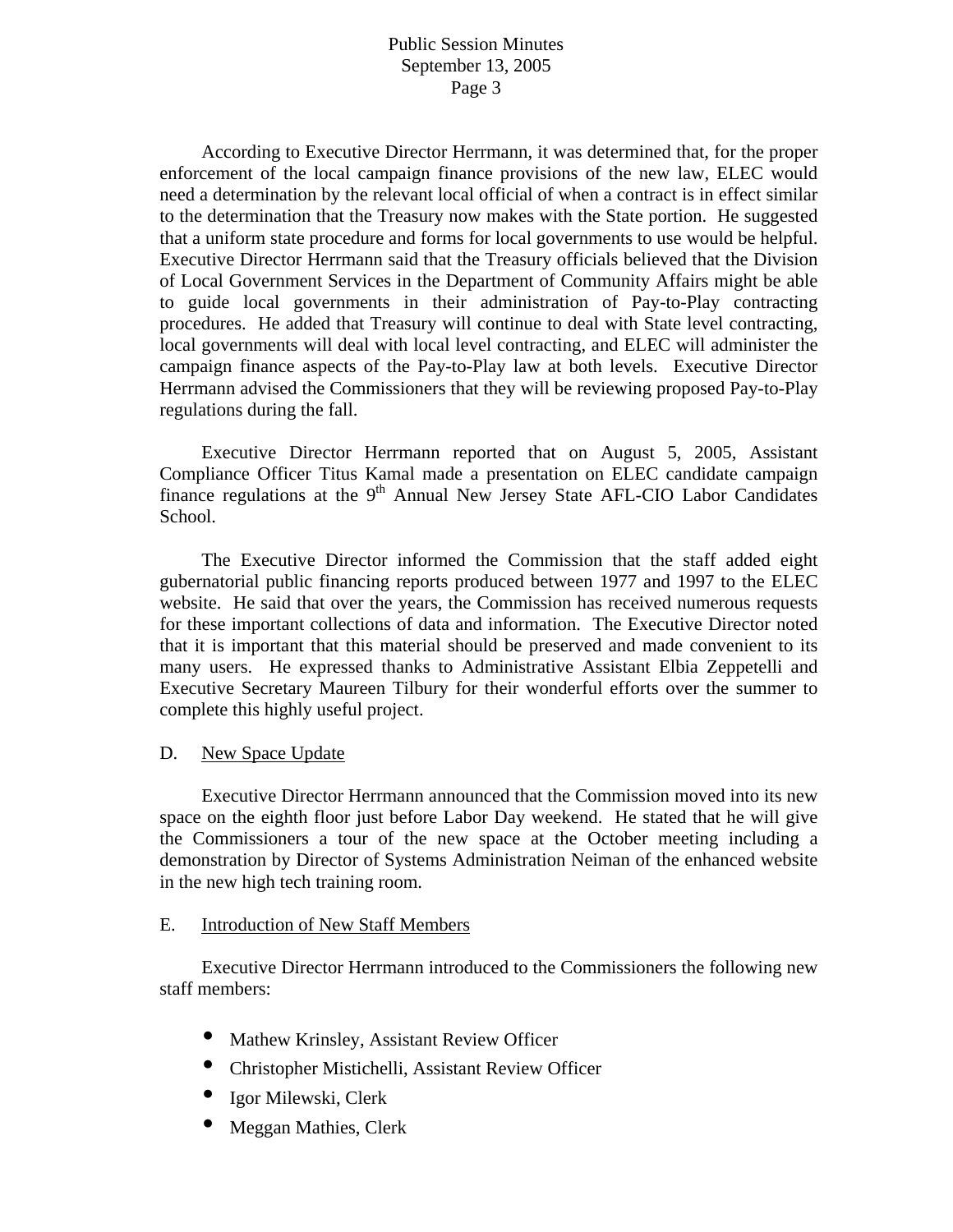According to Executive Director Herrmann, it was determined that, for the proper enforcement of the local campaign finance provisions of the new law, ELEC would need a determination by the relevant local official of when a contract is in effect similar to the determination that the Treasury now makes with the State portion. He suggested that a uniform state procedure and forms for local governments to use would be helpful. Executive Director Herrmann said that the Treasury officials believed that the Division of Local Government Services in the Department of Community Affairs might be able to guide local governments in their administration of Pay-to-Play contracting procedures. He added that Treasury will continue to deal with State level contracting, local governments will deal with local level contracting, and ELEC will administer the campaign finance aspects of the Pay-to-Play law at both levels. Executive Director Herrmann advised the Commissioners that they will be reviewing proposed Pay-to-Play regulations during the fall.

Executive Director Herrmann reported that on August 5, 2005, Assistant Compliance Officer Titus Kamal made a presentation on ELEC candidate campaign finance regulations at the 9th Annual New Jersey State AFL-CIO Labor Candidates School.

The Executive Director informed the Commission that the staff added eight gubernatorial public financing reports produced between 1977 and 1997 to the ELEC website. He said that over the years, the Commission has received numerous requests for these important collections of data and information. The Executive Director noted that it is important that this material should be preserved and made convenient to its many users. He expressed thanks to Administrative Assistant Elbia Zeppetelli and Executive Secretary Maureen Tilbury for their wonderful efforts over the summer to complete this highly useful project.

D. New Space Update

Executive Director Herrmann announced that the Commission moved into its new space on the eighth floor just before Labor Day weekend. He stated that he will give the Commissioners a tour of the new space at the October meeting including a demonstration by Director of Systems Administration Neiman of the enhanced website in the new high tech training room.

E. Introduction of New Staff Members

Executive Director Herrmann introduced to the Commissioners the following new staff members:

- Mathew Krinsley, Assistant Review Officer
- Christopher Mistichelli, Assistant Review Officer
- Igor Milewski, Clerk
- Meggan Mathies, Clerk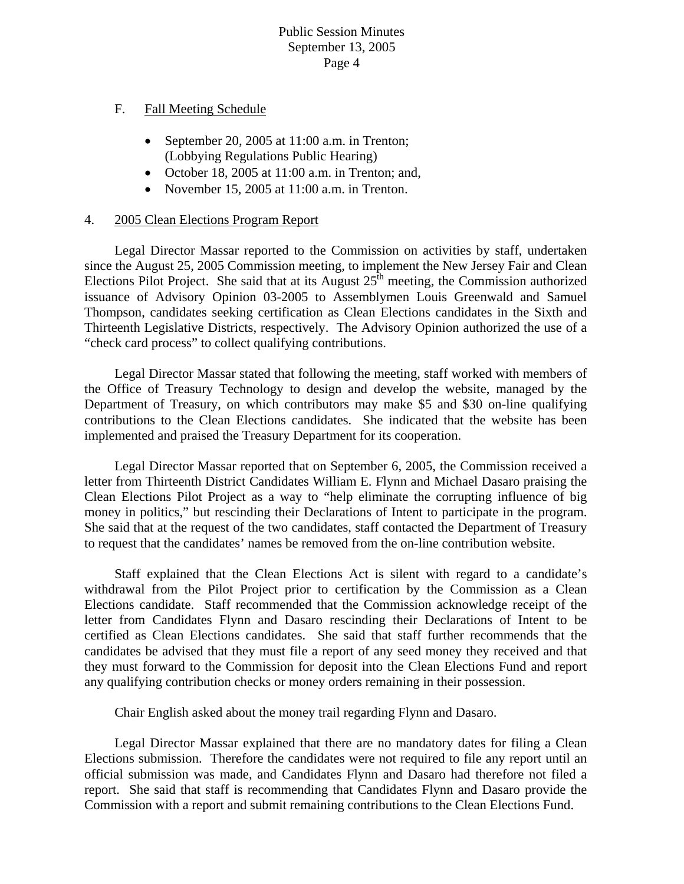F. Fall Meeting Schedule

- September 20, 2005 at 11:00 a.m. in Trenton; (Lobbying Regulations Public Hearing)
- October 18, 2005 at 11:00 a.m. in Trenton; and,
- November 15, 2005 at 11:00 a.m. in Trenton.

4. 2005 Clean Elections Program Report

Legal Director Massar reported to the Commission on activities by staff, undertaken since the August 25, 2005 Commission meeting, to implement the New Jersey Fair and Clean Elections Pilot Project. She said that at its August 25th meeting, the Commission authorized issuance of Advisory Opinion 03-2005 to Assemblymen Louis Greenwald and Samuel Thompson, candidates seeking certification as Clean Elections candidates in the Sixth and Thirteenth Legislative Districts, respectively. The Advisory Opinion authorized the use of a "check card process" to collect qualifying contributions.

Legal Director Massar stated that following the meeting, staff worked with members of the Office of Treasury Technology to design and develop the website, managed by the Department of Treasury, on which contributors may make $5 and $30 on-line qualifying contributions to the Clean Elections candidates. She indicated that the website has been implemented and praised the Treasury Department for its cooperation.

Legal Director Massar reported that on September 6, 2005, the Commission received a letter from Thirteenth District Candidates William E. Flynn and Michael Dasaro praising the Clean Elections Pilot Project as a way to "help eliminate the corrupting influence of big money in politics," but rescinding their Declarations of Intent to participate in the program. She said that at the request of the two candidates, staff contacted the Department of Treasury to request that the candidates' names be removed from the on-line contribution website.

Staff explained that the Clean Elections Act is silent with regard to a candidate's withdrawal from the Pilot Project prior to certification by the Commission as a Clean Elections candidate. Staff recommended that the Commission acknowledge receipt of the letter from Candidates Flynn and Dasaro rescinding their Declarations of Intent to be certified as Clean Elections candidates. She said that staff further recommends that the candidates be advised that they must file a report of any seed money they received and that they must forward to the Commission for deposit into the Clean Elections Fund and report any qualifying contribution checks or money orders remaining in their possession.

Chair English asked about the money trail regarding Flynn and Dasaro.

Legal Director Massar explained that there are no mandatory dates for filing a Clean Elections submission. Therefore the candidates were not required to file any report until an official submission was made, and Candidates Flynn and Dasaro had therefore not filed a report. She said that staff is recommending that Candidates Flynn and Dasaro provide the Commission with a report and submit remaining contributions to the Clean Elections Fund.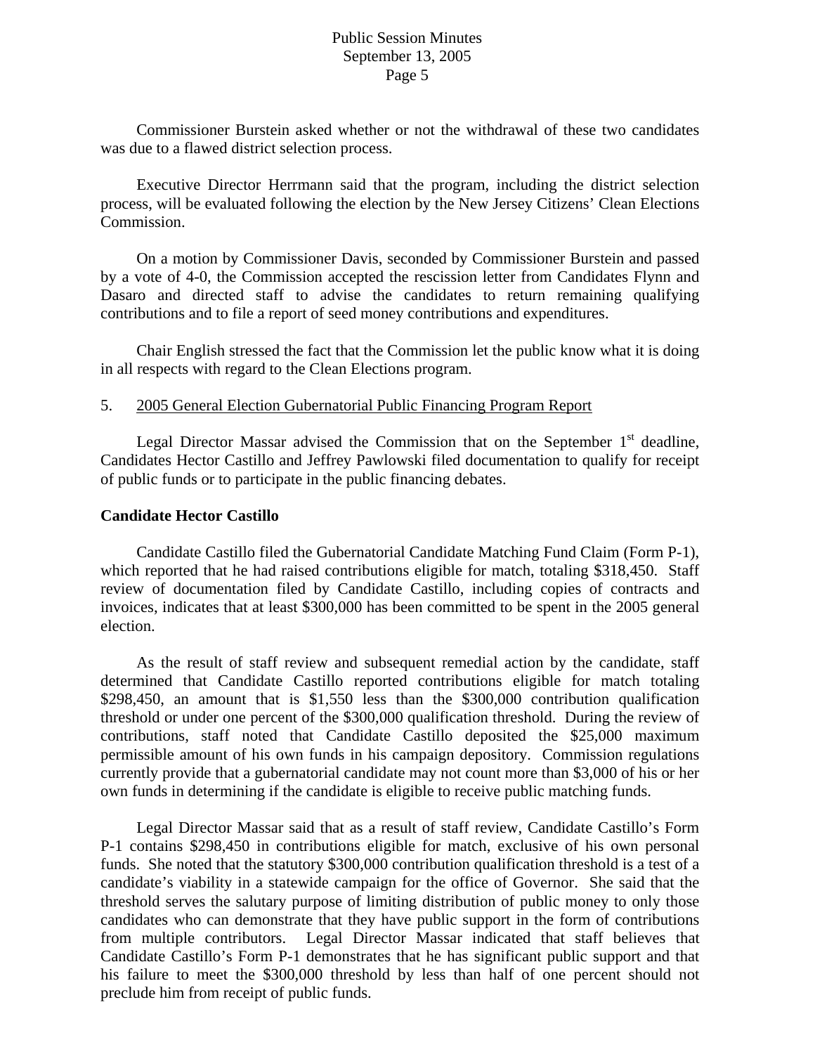Commissioner Burstein asked whether or not the withdrawal of these two candidates was due to a flawed district selection process.

Executive Director Herrmann said that the program, including the district selection process, will be evaluated following the election by the New Jersey Citizens' Clean Elections Commission.

On a motion by Commissioner Davis, seconded by Commissioner Burstein and passed by a vote of 4-0, the Commission accepted the rescission letter from Candidates Flynn and Dasaro and directed staff to advise the candidates to return remaining qualifying contributions and to file a report of seed money contributions and expenditures.

Chair English stressed the fact that the Commission let the public know what it is doing in all respects with regard to the Clean Elections program.

5. 2005 General Election Gubernatorial Public Financing Program Report

Legal Director Massar advised the Commission that on the September 1st deadline, Candidates Hector Castillo and Jeffrey Pawlowski filed documentation to qualify for receipt of public funds or to participate in the public financing debates.

**Candidate Hector Castillo**

Candidate Castillo filed the Gubernatorial Candidate Matching Fund Claim (Form P-1), which reported that he had raised contributions eligible for match, totaling $318,450. Staff review of documentation filed by Candidate Castillo, including copies of contracts and invoices, indicates that at least $300,000 has been committed to be spent in the 2005 general election.

As the result of staff review and subsequent remedial action by the candidate, staff determined that Candidate Castillo reported contributions eligible for match totaling $298,450, an amount that is $1,550 less than the $300,000 contribution qualification threshold or under one percent of the $300,000 qualification threshold. During the review of contributions, staff noted that Candidate Castillo deposited the $25,000 maximum permissible amount of his own funds in his campaign depository. Commission regulations currently provide that a gubernatorial candidate may not count more than $3,000 of his or her own funds in determining if the candidate is eligible to receive public matching funds.

Legal Director Massar said that as a result of staff review, Candidate Castillo's Form P-1 contains $298,450 in contributions eligible for match, exclusive of his own personal funds. She noted that the statutory $300,000 contribution qualification threshold is a test of a candidate's viability in a statewide campaign for the office of Governor. She said that the threshold serves the salutary purpose of limiting distribution of public money to only those candidates who can demonstrate that they have public support in the form of contributions from multiple contributors. Legal Director Massar indicated that staff believes that Candidate Castillo's Form P-1 demonstrates that he has significant public support and that his failure to meet the $300,000 threshold by less than half of one percent should not preclude him from receipt of public funds.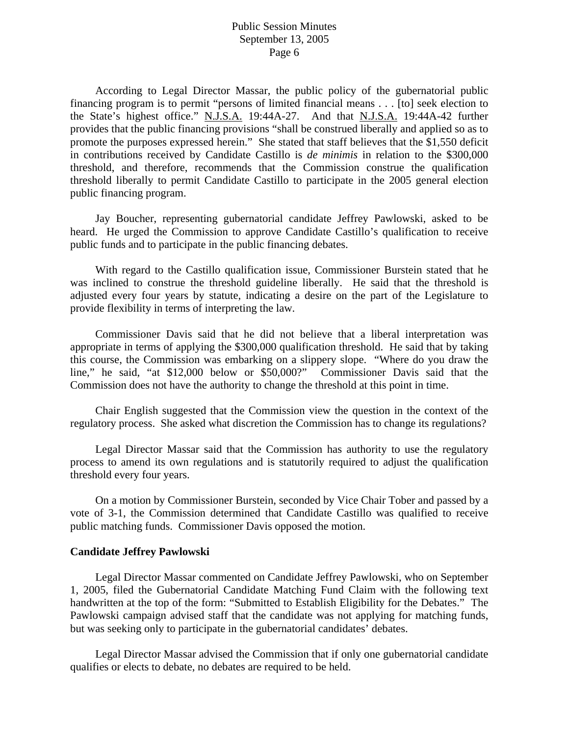According to Legal Director Massar, the public policy of the gubernatorial public financing program is to permit "persons of limited financial means . . . [to] seek election to the State's highest office." N.J.S.A. 19:44A-27. And that N.J.S.A. 19:44A-42 further provides that the public financing provisions "shall be construed liberally and applied so as to promote the purposes expressed herein." She stated that staff believes that the $1,550 deficit in contributions received by Candidate Castillo is *de minimis* in relation to the $300,000 threshold, and therefore, recommends that the Commission construe the qualification threshold liberally to permit Candidate Castillo to participate in the 2005 general election public financing program.

Jay Boucher, representing gubernatorial candidate Jeffrey Pawlowski, asked to be heard. He urged the Commission to approve Candidate Castillo's qualification to receive public funds and to participate in the public financing debates.

With regard to the Castillo qualification issue, Commissioner Burstein stated that he was inclined to construe the threshold guideline liberally. He said that the threshold is adjusted every four years by statute, indicating a desire on the part of the Legislature to provide flexibility in terms of interpreting the law.

Commissioner Davis said that he did not believe that a liberal interpretation was appropriate in terms of applying the $300,000 qualification threshold. He said that by taking this course, the Commission was embarking on a slippery slope. "Where do you draw the line," he said, "at $12,000 below or $50,000?" Commissioner Davis said that the Commission does not have the authority to change the threshold at this point in time.

Chair English suggested that the Commission view the question in the context of the regulatory process. She asked what discretion the Commission has to change its regulations?

Legal Director Massar said that the Commission has authority to use the regulatory process to amend its own regulations and is statutorily required to adjust the qualification threshold every four years.

On a motion by Commissioner Burstein, seconded by Vice Chair Tober and passed by a vote of 3-1, the Commission determined that Candidate Castillo was qualified to receive public matching funds. Commissioner Davis opposed the motion.

**Candidate Jeffrey Pawlowski**

Legal Director Massar commented on Candidate Jeffrey Pawlowski, who on September 1, 2005, filed the Gubernatorial Candidate Matching Fund Claim with the following text handwritten at the top of the form: "Submitted to Establish Eligibility for the Debates." The Pawlowski campaign advised staff that the candidate was not applying for matching funds, but was seeking only to participate in the gubernatorial candidates' debates.

Legal Director Massar advised the Commission that if only one gubernatorial candidate qualifies or elects to debate, no debates are required to be held.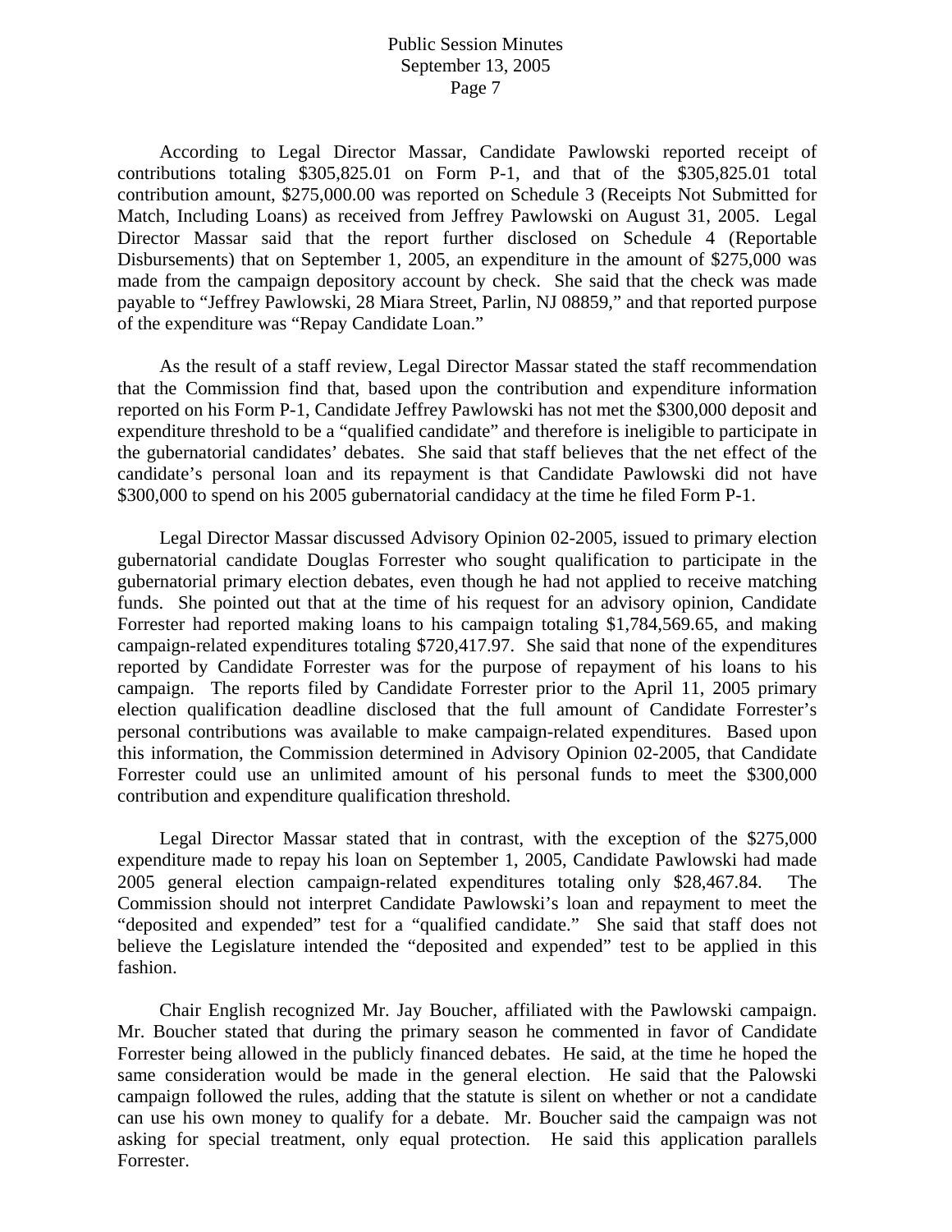According to Legal Director Massar, Candidate Pawlowski reported receipt of contributions totaling $305,825.01 on Form P-1, and that of the $305,825.01 total contribution amount, $275,000.00 was reported on Schedule 3 (Receipts Not Submitted for Match, Including Loans) as received from Jeffrey Pawlowski on August 31, 2005. Legal Director Massar said that the report further disclosed on Schedule 4 (Reportable Disbursements) that on September 1, 2005, an expenditure in the amount of $275,000 was made from the campaign depository account by check. She said that the check was made payable to "Jeffrey Pawlowski, 28 Miara Street, Parlin, NJ 08859," and that reported purpose of the expenditure was "Repay Candidate Loan."

As the result of a staff review, Legal Director Massar stated the staff recommendation that the Commission find that, based upon the contribution and expenditure information reported on his Form P-1, Candidate Jeffrey Pawlowski has not met the $300,000 deposit and expenditure threshold to be a "qualified candidate" and therefore is ineligible to participate in the gubernatorial candidates' debates. She said that staff believes that the net effect of the candidate's personal loan and its repayment is that Candidate Pawlowski did not have $300,000 to spend on his 2005 gubernatorial candidacy at the time he filed Form P-1.

Legal Director Massar discussed Advisory Opinion 02-2005, issued to primary election gubernatorial candidate Douglas Forrester who sought qualification to participate in the gubernatorial primary election debates, even though he had not applied to receive matching funds. She pointed out that at the time of his request for an advisory opinion, Candidate Forrester had reported making loans to his campaign totaling $1,784,569.65, and making campaign-related expenditures totaling $720,417.97. She said that none of the expenditures reported by Candidate Forrester was for the purpose of repayment of his loans to his campaign. The reports filed by Candidate Forrester prior to the April 11, 2005 primary election qualification deadline disclosed that the full amount of Candidate Forrester's personal contributions was available to make campaign-related expenditures. Based upon this information, the Commission determined in Advisory Opinion 02-2005, that Candidate Forrester could use an unlimited amount of his personal funds to meet the $300,000 contribution and expenditure qualification threshold.

Legal Director Massar stated that in contrast, with the exception of the $275,000 expenditure made to repay his loan on September 1, 2005, Candidate Pawlowski had made 2005 general election campaign-related expenditures totaling only $28,467.84. The Commission should not interpret Candidate Pawlowski's loan and repayment to meet the "deposited and expended" test for a "qualified candidate." She said that staff does not believe the Legislature intended the "deposited and expended" test to be applied in this fashion.

Chair English recognized Mr. Jay Boucher, affiliated with the Pawlowski campaign. Mr. Boucher stated that during the primary season he commented in favor of Candidate Forrester being allowed in the publicly financed debates. He said, at the time he hoped the same consideration would be made in the general election. He said that the Palowski campaign followed the rules, adding that the statute is silent on whether or not a candidate can use his own money to qualify for a debate. Mr. Boucher said the campaign was not asking for special treatment, only equal protection. He said this application parallels Forrester.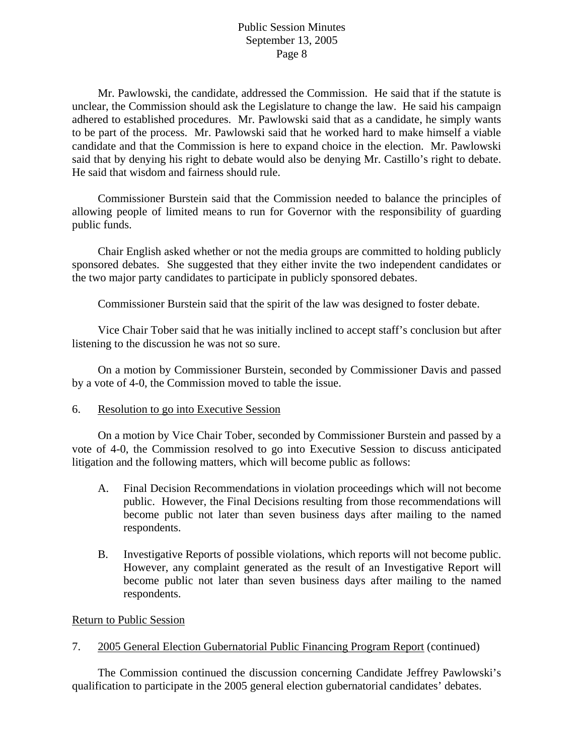Mr. Pawlowski, the candidate, addressed the Commission. He said that if the statute is unclear, the Commission should ask the Legislature to change the law. He said his campaign adhered to established procedures. Mr. Pawlowski said that as a candidate, he simply wants to be part of the process. Mr. Pawlowski said that he worked hard to make himself a viable candidate and that the Commission is here to expand choice in the election. Mr. Pawlowski said that by denying his right to debate would also be denying Mr. Castillo's right to debate. He said that wisdom and fairness should rule.

Commissioner Burstein said that the Commission needed to balance the principles of allowing people of limited means to run for Governor with the responsibility of guarding public funds.

Chair English asked whether or not the media groups are committed to holding publicly sponsored debates. She suggested that they either invite the two independent candidates or the two major party candidates to participate in publicly sponsored debates.

Commissioner Burstein said that the spirit of the law was designed to foster debate.

Vice Chair Tober said that he was initially inclined to accept staff's conclusion but after listening to the discussion he was not so sure.

On a motion by Commissioner Burstein, seconded by Commissioner Davis and passed by a vote of 4-0, the Commission moved to table the issue.

6. <u>Resolution to go into Executive Session</u>

On a motion by Vice Chair Tober, seconded by Commissioner Burstein and passed by a vote of 4-0, the Commission resolved to go into Executive Session to discuss anticipated litigation and the following matters, which will become public as follows:

A. Final Decision Recommendations in violation proceedings which will not become public. However, the Final Decisions resulting from those recommendations will become public not later than seven business days after mailing to the named respondents.

B. Investigative Reports of possible violations, which reports will not become public. However, any complaint generated as the result of an Investigative Report will become public not later than seven business days after mailing to the named respondents.

<u>Return to Public Session</u>

7. <u>2005 General Election Gubernatorial Public Financing Program Report</u> (continued)

The Commission continued the discussion concerning Candidate Jeffrey Pawlowski's qualification to participate in the 2005 general election gubernatorial candidates' debates.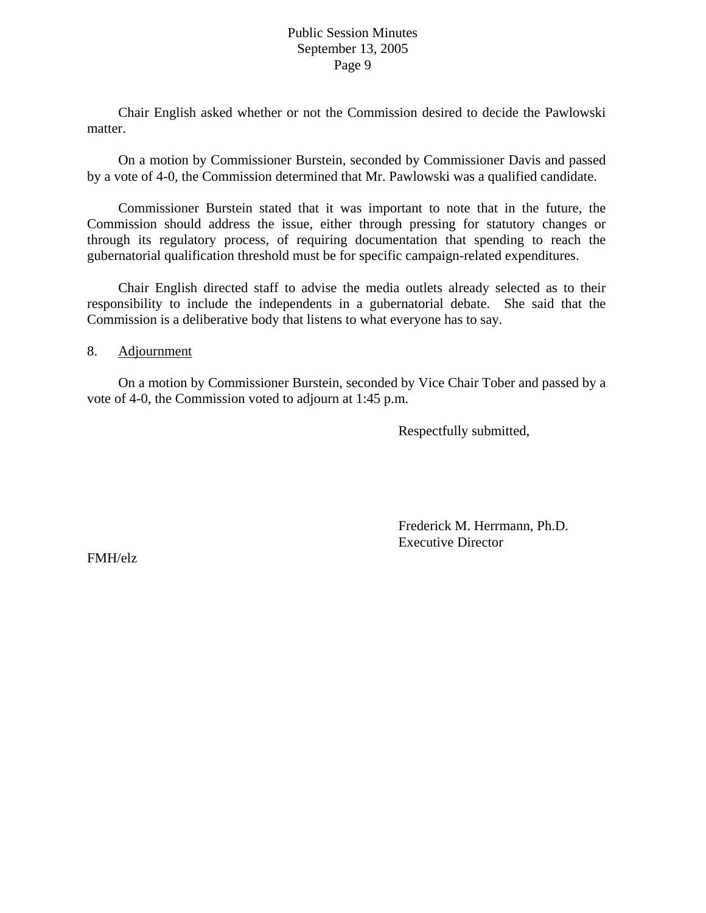Chair English asked whether or not the Commission desired to decide the Pawlowski matter.

On a motion by Commissioner Burstein, seconded by Commissioner Davis and passed by a vote of 4-0, the Commission determined that Mr. Pawlowski was a qualified candidate.

Commissioner Burstein stated that it was important to note that in the future, the Commission should address the issue, either through pressing for statutory changes or through its regulatory process, of requiring documentation that spending to reach the gubernatorial qualification threshold must be for specific campaign-related expenditures.

Chair English directed staff to advise the media outlets already selected as to their responsibility to include the independents in a gubernatorial debate. She said that the Commission is a deliberative body that listens to what everyone has to say.

8. Adjournment

On a motion by Commissioner Burstein, seconded by Vice Chair Tober and passed by a vote of 4-0, the Commission voted to adjourn at 1:45 p.m.

Respectfully submitted,

Frederick M. Herrmann, Ph.D.
Executive Director

FMH/elz